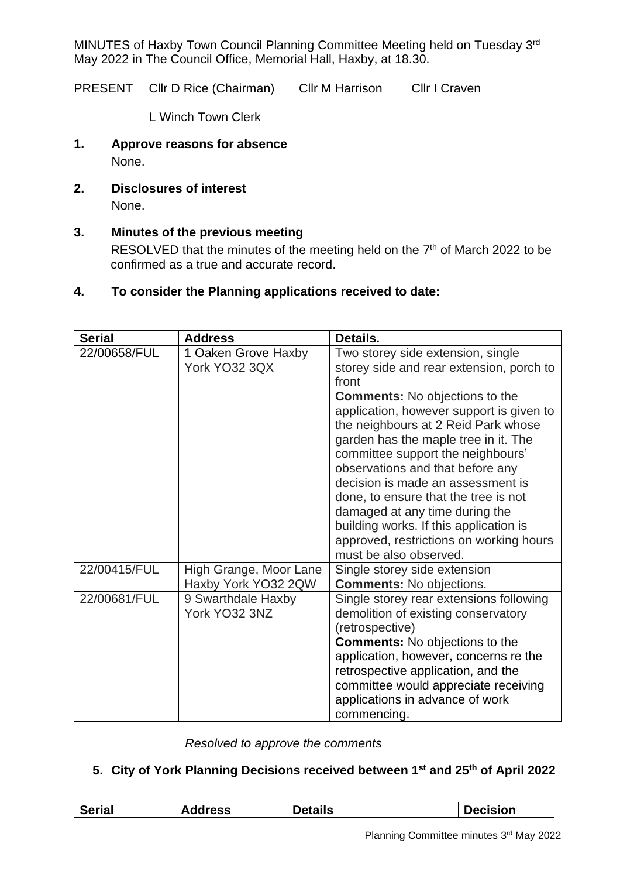MINUTES of Haxby Town Council Planning Committee Meeting held on Tuesday 3rd May 2022 in The Council Office, Memorial Hall, Haxby, at 18.30.

PRESENT Cllr D Rice (Chairman) Cllr M Harrison Cllr I Craven

L Winch Town Clerk

## 1. Approve reasons for absence

None.

## 2. Disclosures of interest

None.

## 3. Minutes of the previous meeting

RESOLVED that the minutes of the meeting held on the 7th of March 2022 to be confirmed as a true and accurate record.

## 4. To consider the Planning applications received to date:

| Serial | Address | Details. |
|---|---|---|
| 22/00658/FUL | 1 Oaken Grove Haxby York YO32 3QX | Two storey side extension, single storey side and rear extension, porch to front **Comments:** No objections to the application, however support is given to the neighbours at 2 Reid Park whose garden has the maple tree in it. The committee support the neighbours' observations and that before any decision is made an assessment is done, to ensure that the tree is not damaged at any time during the building works. If this application is approved, restrictions on working hours must be also observed. |
| 22/00415/FUL | High Grange, Moor Lane Haxby York YO32 2QW | Single storey side extension **Comments:** No objections. |
| 22/00681/FUL | 9 Swarthdale Haxby York YO32 3NZ | Single storey rear extensions following demolition of existing conservatory (retrospective) **Comments:** No objections to the application, however, concerns re the retrospective application, and the committee would appreciate receiving applications in advance of work commencing. |

*Resolved to approve the comments*

## 5. City of York Planning Decisions received between 1st and 25th of April 2022

| Serial | Address | Details | Decision |
|---|---|---|---|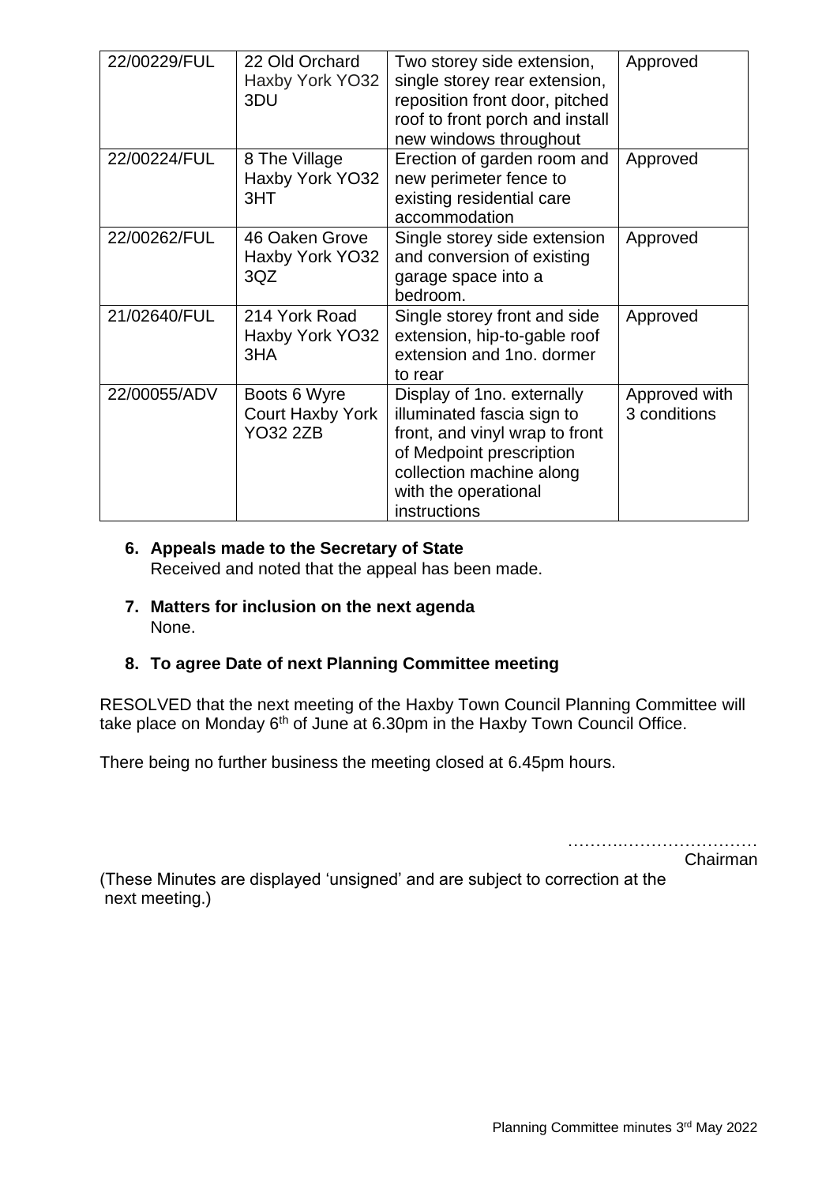| | | | |
|---|---|---|---|
| 22/00229/FUL | 22 Old Orchard Haxby York YO32 3DU | Two storey side extension, single storey rear extension, reposition front door, pitched roof to front porch and install new windows throughout | Approved |
| 22/00224/FUL | 8 The Village Haxby York YO32 3HT | Erection of garden room and new perimeter fence to existing residential care accommodation | Approved |
| 22/00262/FUL | 46 Oaken Grove Haxby York YO32 3QZ | Single storey side extension and conversion of existing garage space into a bedroom. | Approved |
| 21/02640/FUL | 214 York Road Haxby York YO32 3HA | Single storey front and side extension, hip-to-gable roof extension and 1no. dormer to rear | Approved |
| 22/00055/ADV | Boots 6 Wyre Court Haxby York YO32 2ZB | Display of 1no. externally illuminated fascia sign to front, and vinyl wrap to front of Medpoint prescription collection machine along with the operational instructions | Approved with 3 conditions |

6. **Appeals made to the Secretary of State**
   Received and noted that the appeal has been made.

7. **Matters for inclusion on the next agenda**
   None.

8. **To agree Date of next Planning Committee meeting**

RESOLVED that the next meeting of the Haxby Town Council Planning Committee will take place on Monday 6th of June at 6.30pm in the Haxby Town Council Office.

There being no further business the meeting closed at 6.45pm hours.

……….…………………
Chairman

(These Minutes are displayed 'unsigned' and are subject to correction at the next meeting.)